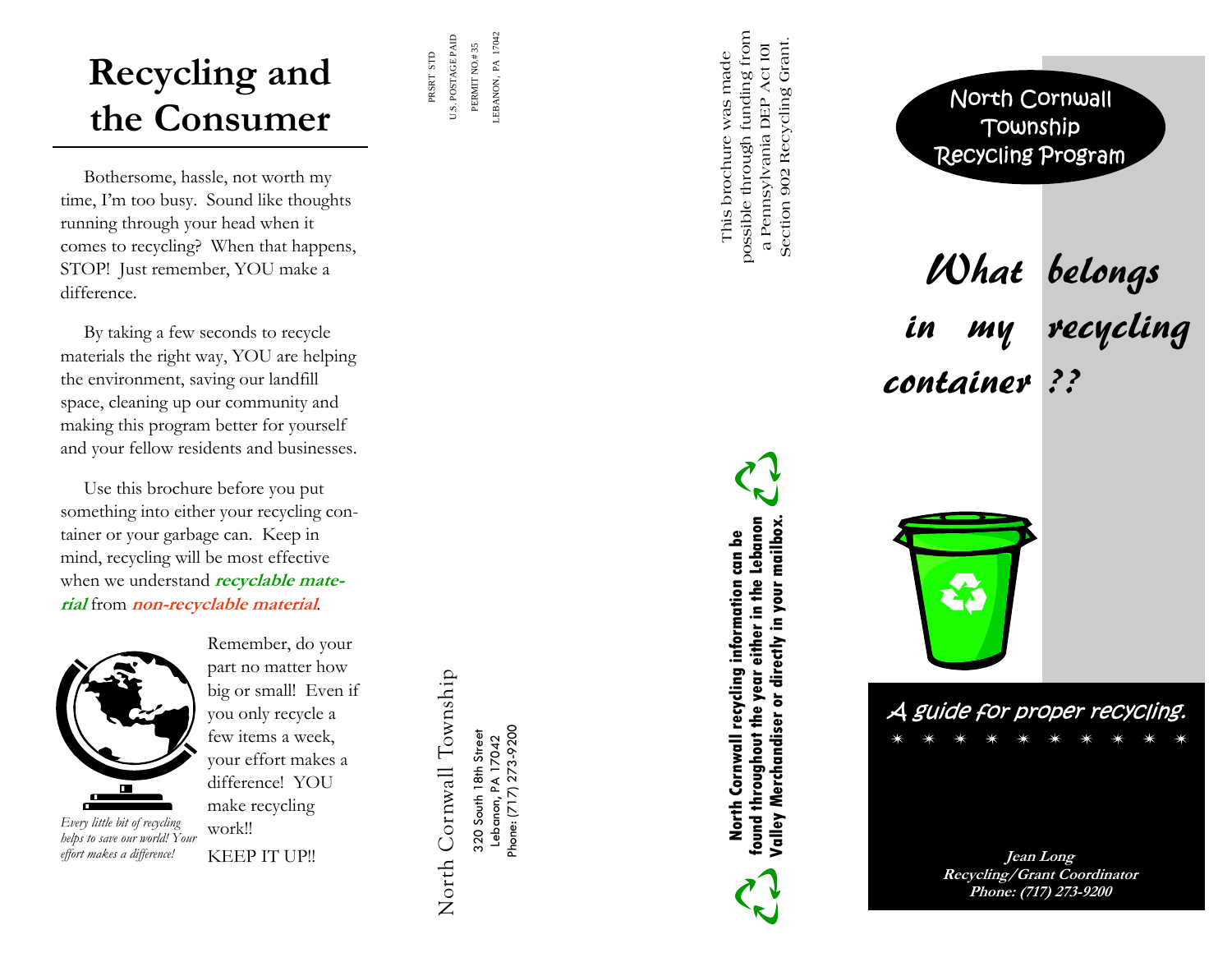# Recycling and the Consumer

Bothersome, hassle, not worth my time, I'm too busy. Sound like thoughts running through your head when it comes to recycling? When that happens, STOP! Just remember, YOU make a difference.

By taking a few seconds to recycle materials the right way, YOU are helping the environment, saving our landfill space, cleaning up our community and making this program better for yourself and your fellow residents and businesses.

Use this brochure before you put something into either your recycling container or your garbage can. Keep in mind, recycling will be most effective when we understand ***recyclable material*** from ***non-recyclable material***.

Remember, do your part no matter how big or small! Even if you only recycle a few items a week, your effort makes a difference! YOU make recycling work!!

KEEP IT UP!!

*Every little bit of recycling helps to save our world! Your effort makes a difference!*

PRSRT STD
U.S. POSTAGE PAID
PERMIT NO.# 35
LEBANON, PA 17042

North Cornwall Township
320 South 18th Street
Lebanon, PA 17042
Phone: (717) 273-9200

This brochure was made possible through funding from a Pennsylvania DEP Act 101 Section 902 Recycling Grant.

**North Cornwall recycling information can be found throughout the year either in the Lebanon Valley Merchandiser or directly in your mailbox.**

North Cornwall Township Recycling Program

# *What belongs in my recycling container ??*

*A guide for proper recycling.*

\* \* \* \* \* \* \* \* \* \*

***Jean Long***
***Recycling/Grant Coordinator***
***Phone: (717) 273-9200***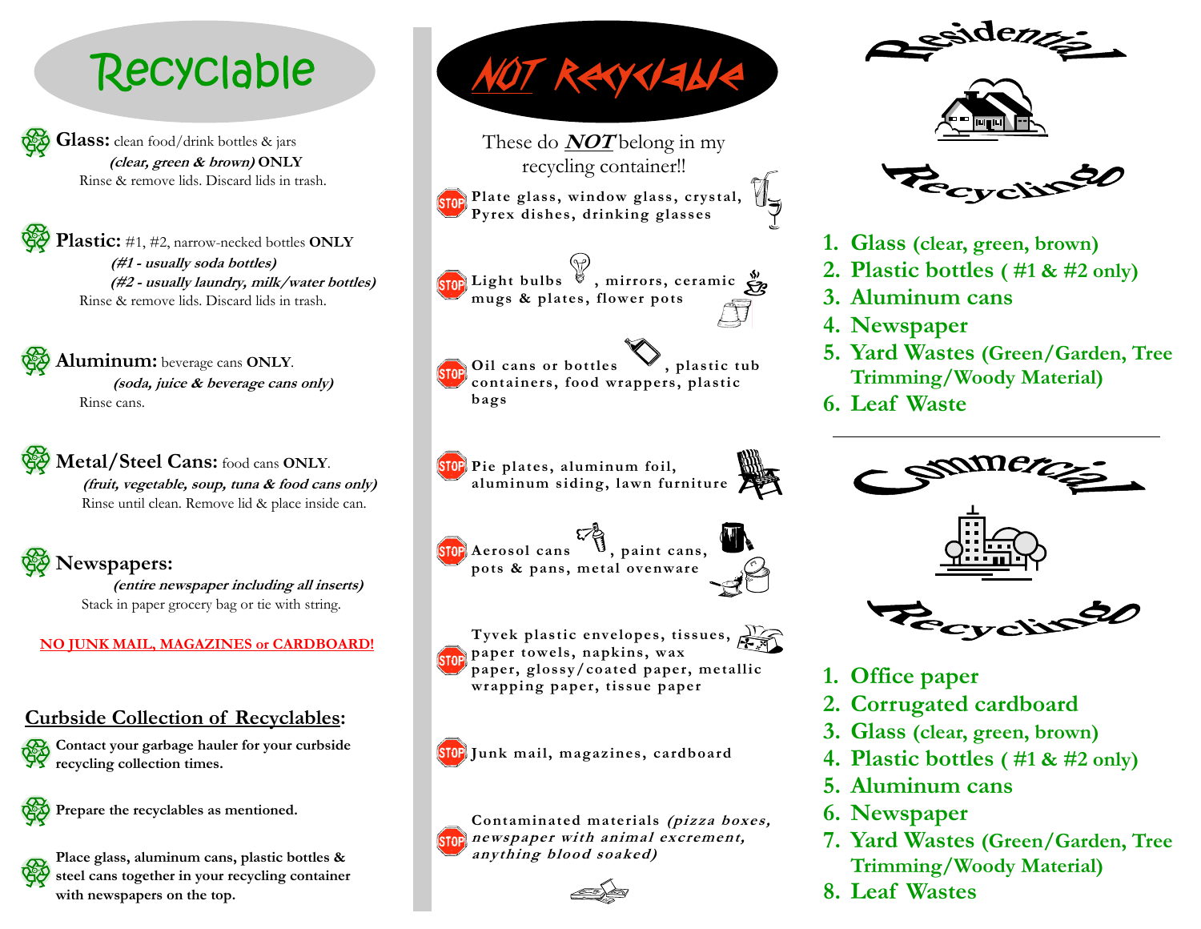# Recyclable

**Glass:** clean food/drink bottles & jars
***(clear, green & brown)*** **ONLY**
Rinse & remove lids. Discard lids in trash.

**Plastic:** #1, #2, narrow-necked bottles **ONLY**
***(#1 - usually soda bottles)***
***(#2 - usually laundry, milk/water bottles)***
Rinse & remove lids. Discard lids in trash.

**Aluminum:** beverage cans **ONLY**.
***(soda, juice & beverage cans only)***
Rinse cans.

**Metal/Steel Cans:** food cans **ONLY**.
***(fruit, vegetable, soup, tuna & food cans only)***
Rinse until clean. Remove lid & place inside can.

**Newspapers:**
***(entire newspaper including all inserts)***
Stack in paper grocery bag or tie with string.

**NO JUNK MAIL, MAGAZINES or CARDBOARD!**

## Curbside Collection of Recyclables:

**Contact your garbage hauler for your curbside recycling collection times.**

**Prepare the recyclables as mentioned.**

**Place glass, aluminum cans, plastic bottles & steel cans together in your recycling container with newspapers on the top.**

# NOT Recyclable

These do ***NOT*** belong in my recycling container!!

- Plate glass, window glass, crystal, Pyrex dishes, drinking glasses
- Light bulbs, mirrors, ceramic mugs & plates, flower pots
- Oil cans or bottles, plastic tub containers, food wrappers, plastic bags
- Pie plates, aluminum foil, aluminum siding, lawn furniture
- Aerosol cans, paint cans, pots & pans, metal ovenware
- Tyvek plastic envelopes, tissues, paper towels, napkins, wax paper, glossy/coated paper, metallic wrapping paper, tissue paper
- Junk mail, magazines, cardboard
- Contaminated materials *(pizza boxes, newspaper with animal excrement, anything blood soaked)*

# Residential Recycling

1. Glass (clear, green, brown)
2. Plastic bottles ( #1 & #2 only)
3. Aluminum cans
4. Newspaper
5. Yard Wastes (Green/Garden, Tree Trimming/Woody Material)
6. Leaf Waste

---

# Commercial Recycling

1. Office paper
2. Corrugated cardboard
3. Glass (clear, green, brown)
4. Plastic bottles ( #1 & #2 only)
5. Aluminum cans
6. Newspaper
7. Yard Wastes (Green/Garden, Tree Trimming/Woody Material)
8. Leaf Wastes